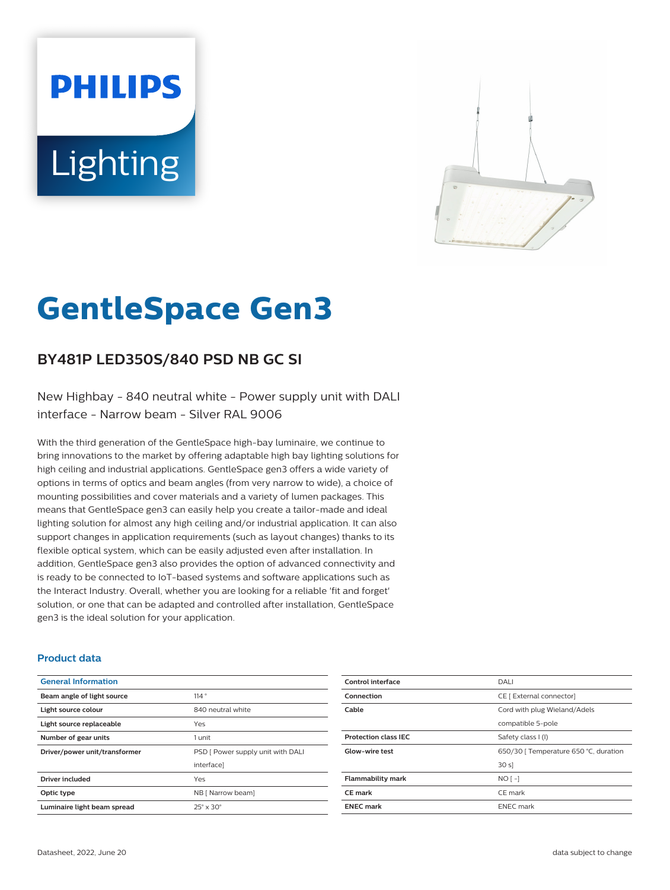PHILIPS

Lighting

# GentleSpace Gen3

## BY481P LED350S/840 PSD NB GC SI

New Highbay - 840 neutral white - Power supply unit with DALI interface - Narrow beam - Silver RAL 9006

With the third generation of the GentleSpace high-bay luminaire, we continue to bring innovations to the market by offering adaptable high bay lighting solutions for high ceiling and industrial applications. GentleSpace gen3 offers a wide variety of options in terms of optics and beam angles (from very narrow to wide), a choice of mounting possibilities and cover materials and a variety of lumen packages. This means that GentleSpace gen3 can easily help you create a tailor-made and ideal lighting solution for almost any high ceiling and/or industrial application. It can also support changes in application requirements (such as layout changes) thanks to its flexible optical system, which can be easily adjusted even after installation. In addition, GentleSpace gen3 also provides the option of advanced connectivity and is ready to be connected to IoT-based systems and software applications such as the Interact Industry. Overall, whether you are looking for a reliable 'fit and forget' solution, or one that can be adapted and controlled after installation, GentleSpace gen3 is the ideal solution for your application.

### Product data

| General Information | |
|---|---|
| **Beam angle of light source** | 114 ° |
| **Light source colour** | 840 neutral white |
| **Light source replaceable** | Yes |
| **Number of gear units** | 1 unit |
| **Driver/power unit/transformer** | PSD [ Power supply unit with DALI interface] |
| **Driver included** | Yes |
| **Optic type** | NB [ Narrow beam] |
| **Luminaire light beam spread** | 25° x 30° |
| **Control interface** | DALI |
| **Connection** | CE [ External connector] |
| **Cable** | Cord with plug Wieland/Adels compatible 5-pole |
| **Protection class IEC** | Safety class I (I) |
| **Glow-wire test** | 650/30 [ Temperature 650 °C, duration 30 s] |
| **Flammability mark** | NO [ -] |
| **CE mark** | CE mark |
| **ENEC mark** | ENEC mark |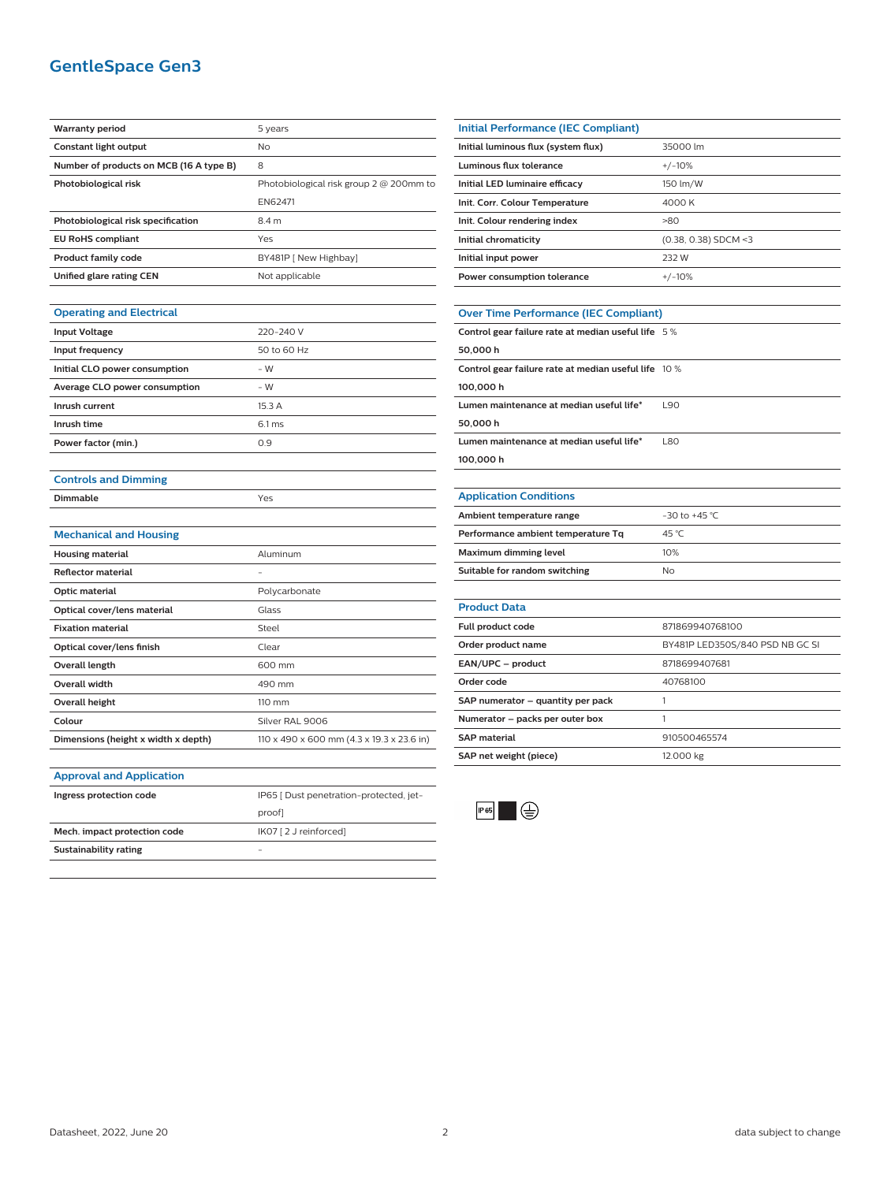## GentleSpace Gen3

| | |
|---|---|
| **Warranty period** | 5 years |
| **Constant light output** | No |
| **Number of products on MCB (16 A type B)** | 8 |
| **Photobiological risk** | Photobiological risk group 2 @ 200mm to EN62471 |
| **Photobiological risk specification** | 8.4 m |
| **EU RoHS compliant** | Yes |
| **Product family code** | BY481P [ New Highbay] |
| **Unified glare rating CEN** | Not applicable |

### Operating and Electrical

| | |
|---|---|
| **Input Voltage** | 220-240 V |
| **Input frequency** | 50 to 60 Hz |
| **Initial CLO power consumption** | - W |
| **Average CLO power consumption** | - W |
| **Inrush current** | 15.3 A |
| **Inrush time** | 6.1 ms |
| **Power factor (min.)** | 0.9 |

### Controls and Dimming

| | |
|---|---|
| **Dimmable** | Yes |

### Mechanical and Housing

| | |
|---|---|
| **Housing material** | Aluminum |
| **Reflector material** | - |
| **Optic material** | Polycarbonate |
| **Optical cover/lens material** | Glass |
| **Fixation material** | Steel |
| **Optical cover/lens finish** | Clear |
| **Overall length** | 600 mm |
| **Overall width** | 490 mm |
| **Overall height** | 110 mm |
| **Colour** | Silver RAL 9006 |
| **Dimensions (height x width x depth)** | 110 x 490 x 600 mm (4.3 x 19.3 x 23.6 in) |

### Approval and Application

| | |
|---|---|
| **Ingress protection code** | IP65 [ Dust penetration-protected, jet-proof] |
| **Mech. impact protection code** | IK07 [ 2 J reinforced] |
| **Sustainability rating** | - |

### Initial Performance (IEC Compliant)

| | |
|---|---|
| **Initial luminous flux (system flux)** | 35000 lm |
| **Luminous flux tolerance** | +/-10% |
| **Initial LED luminaire efficacy** | 150 lm/W |
| **Init. Corr. Colour Temperature** | 4000 K |
| **Init. Colour rendering index** | >80 |
| **Initial chromaticity** | (0.38, 0.38) SDCM <3 |
| **Initial input power** | 232 W |
| **Power consumption tolerance** | +/-10% |

### Over Time Performance (IEC Compliant)

| | |
|---|---|
| **Control gear failure rate at median useful life 50,000 h** | 5 % |
| **Control gear failure rate at median useful life 100,000 h** | 10 % |
| **Lumen maintenance at median useful life* 50,000 h** | L90 |
| **Lumen maintenance at median useful life* 100,000 h** | L80 |

### Application Conditions

| | |
|---|---|
| **Ambient temperature range** | -30 to +45 °C |
| **Performance ambient temperature Tq** | 45 °C |
| **Maximum dimming level** | 10% |
| **Suitable for random switching** | No |

### Product Data

| | |
|---|---|
| **Full product code** | 871869940768100 |
| **Order product name** | BY481P LED350S/840 PSD NB GC SI |
| **EAN/UPC – product** | 8718699407681 |
| **Order code** | 40768100 |
| **SAP numerator – quantity per pack** | 1 |
| **Numerator – packs per outer box** | 1 |
| **SAP material** | 910500465574 |
| **SAP net weight (piece)** | 12.000 kg |

IP65

Datasheet, 2022, June 20

data subject to change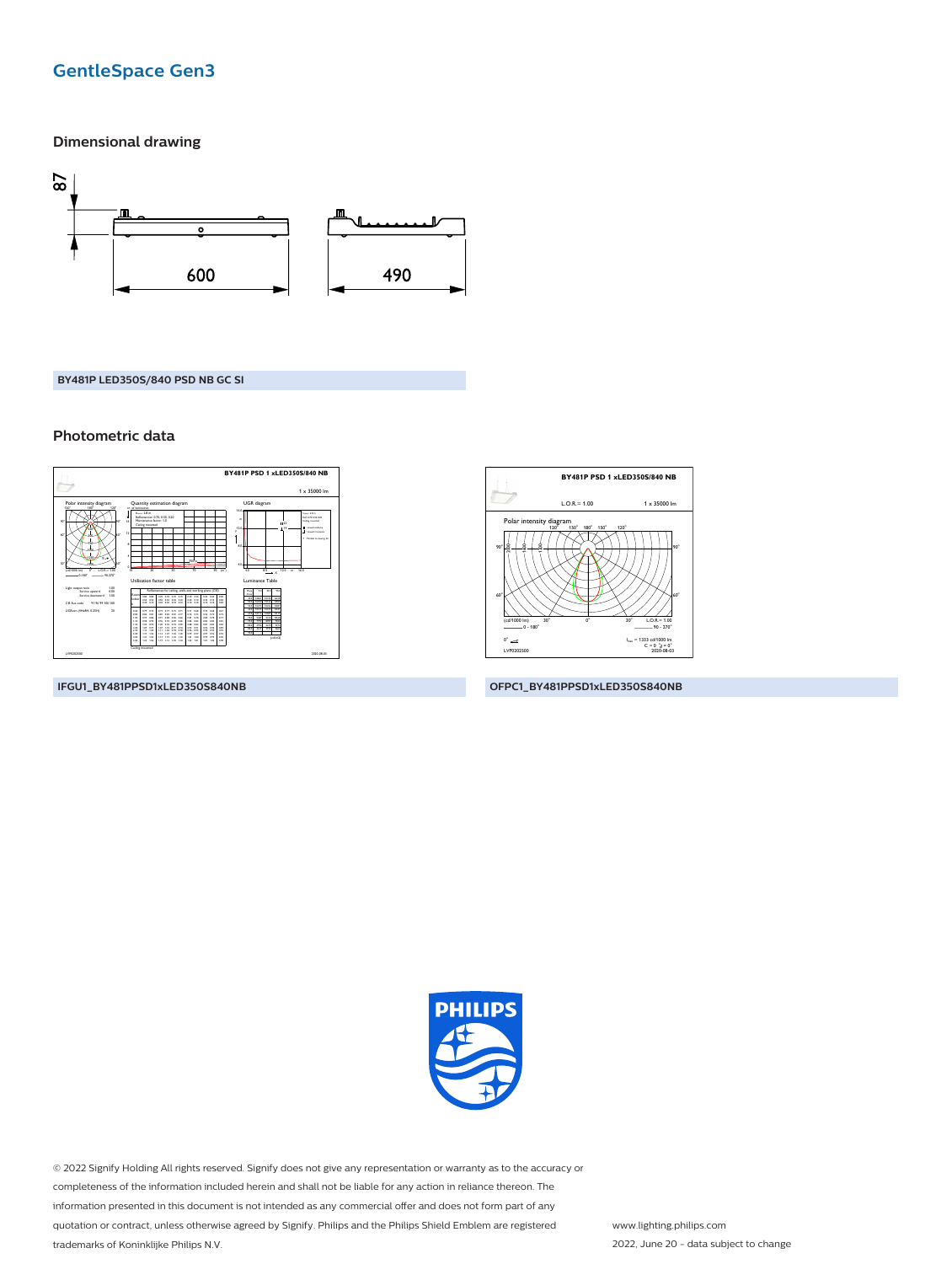## GentleSpace Gen3

### Dimensional drawing

87

600

490

BY481P LED350S/840 PSD NB GC SI

### Photometric data

BY481P PSD 1 xLED350S/840 NB

1 x 35000 lm

Polar intensity diagram

Quantity estimation diagram

UGR diagram

Utilisation factor table

Luminance Table

LVP0202500

2020-08-03

IFGU1_BY481PPSD1xLED350S840NB

BY481P PSD 1 xLED350S/840 NB

L.O.R.= 1.00

1 x 35000 lm

Polar intensity diagram

120° 150° 180° 150° 120°

90°

90°

60°

60°

(cd/1000 lm) 30° 0° 30° L.O.R.= 1.00

0 - 180°

90 - 270°

0°

$I_{max}$ = 1333 cd/1000 lm

C = 0 γ = 0°

LVP0202500

2020-08-03

OFPC1_BY481PPSD1xLED350S840NB

© 2022 Signify Holding All rights reserved. Signify does not give any representation or warranty as to the accuracy or completeness of the information included herein and shall not be liable for any action in reliance thereon. The information presented in this document is not intended as any commercial offer and does not form part of any quotation or contract, unless otherwise agreed by Signify. Philips and the Philips Shield Emblem are registered trademarks of Koninklijke Philips N.V.

www.lighting.philips.com

2022, June 20 - data subject to change